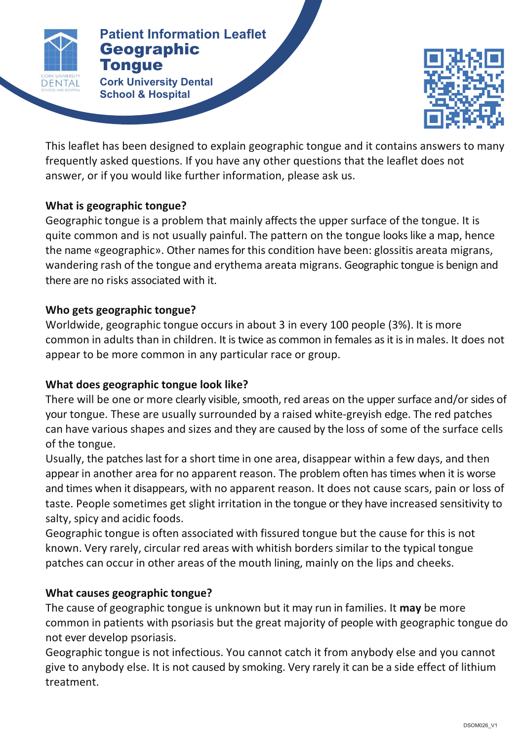**Patient Information Leaflet**

# Geographic Tongue

**Cork University Dental School & Hospital**

This leaflet has been designed to explain geographic tongue and it contains answers to many frequently asked questions. If you have any other questions that the leaflet does not answer, or if you would like further information, please ask us.

## What is geographic tongue?

Geographic tongue is a problem that mainly affects the upper surface of the tongue. It is quite common and is not usually painful. The pattern on the tongue looks like a map, hence the name «geographic». Other names for this condition have been: glossitis areata migrans, wandering rash of the tongue and erythema areata migrans. Geographic tongue is benign and there are no risks associated with it.

## Who gets geographic tongue?

Worldwide, geographic tongue occurs in about 3 in every 100 people (3%). It is more common in adults than in children. It is twice as common in females as it is in males. It does not appear to be more common in any particular race or group.

## What does geographic tongue look like?

There will be one or more clearly visible, smooth, red areas on the upper surface and/or sides of your tongue. These are usually surrounded by a raised white-greyish edge. The red patches can have various shapes and sizes and they are caused by the loss of some of the surface cells of the tongue.

Usually, the patches last for a short time in one area, disappear within a few days, and then appear in another area for no apparent reason. The problem often has times when it is worse and times when it disappears, with no apparent reason. It does not cause scars, pain or loss of taste. People sometimes get slight irritation in the tongue or they have increased sensitivity to salty, spicy and acidic foods.

Geographic tongue is often associated with fissured tongue but the cause for this is not known. Very rarely, circular red areas with whitish borders similar to the typical tongue patches can occur in other areas of the mouth lining, mainly on the lips and cheeks.

## What causes geographic tongue?

The cause of geographic tongue is unknown but it may run in families. It **may** be more common in patients with psoriasis but the great majority of people with geographic tongue do not ever develop psoriasis.

Geographic tongue is not infectious. You cannot catch it from anybody else and you cannot give to anybody else. It is not caused by smoking. Very rarely it can be a side effect of lithium treatment.

DSOM026_V1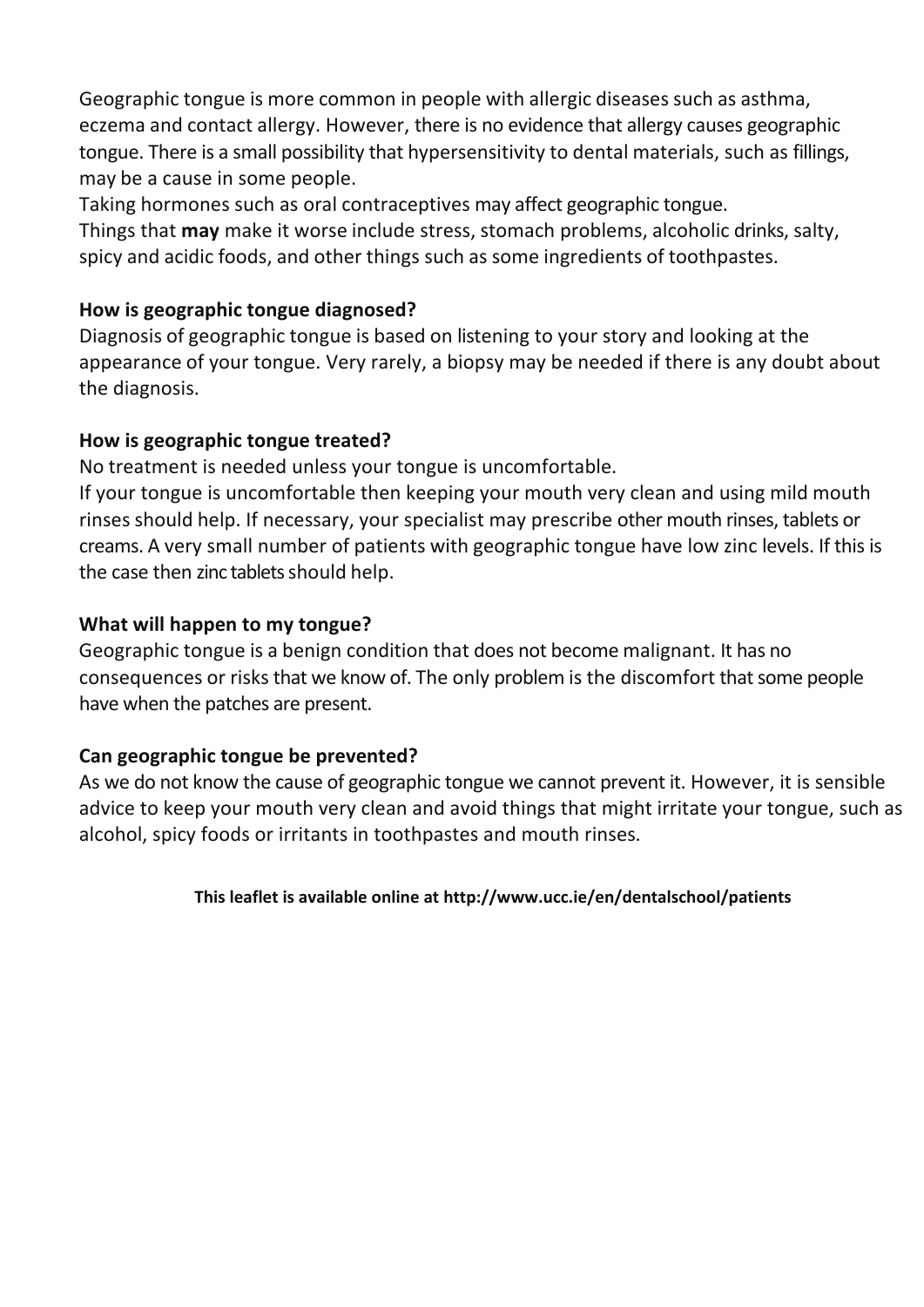Geographic tongue is more common in people with allergic diseases such as asthma, eczema and contact allergy. However, there is no evidence that allergy causes geographic tongue. There is a small possibility that hypersensitivity to dental materials, such as fillings, may be a cause in some people.

Taking hormones such as oral contraceptives may affect geographic tongue.

Things that **may** make it worse include stress, stomach problems, alcoholic drinks, salty, spicy and acidic foods, and other things such as some ingredients of toothpastes.

**How is geographic tongue diagnosed?**

Diagnosis of geographic tongue is based on listening to your story and looking at the appearance of your tongue. Very rarely, a biopsy may be needed if there is any doubt about the diagnosis.

**How is geographic tongue treated?**

No treatment is needed unless your tongue is uncomfortable.

If your tongue is uncomfortable then keeping your mouth very clean and using mild mouth rinses should help. If necessary, your specialist may prescribe other mouth rinses, tablets or creams. A very small number of patients with geographic tongue have low zinc levels. If this is the case then zinc tablets should help.

**What will happen to my tongue?**

Geographic tongue is a benign condition that does not become malignant. It has no consequences or risks that we know of. The only problem is the discomfort that some people have when the patches are present.

**Can geographic tongue be prevented?**

As we do not know the cause of geographic tongue we cannot prevent it. However, it is sensible advice to keep your mouth very clean and avoid things that might irritate your tongue, such as alcohol, spicy foods or irritants in toothpastes and mouth rinses.

**This leaflet is available online at http://www.ucc.ie/en/dentalschool/patients**